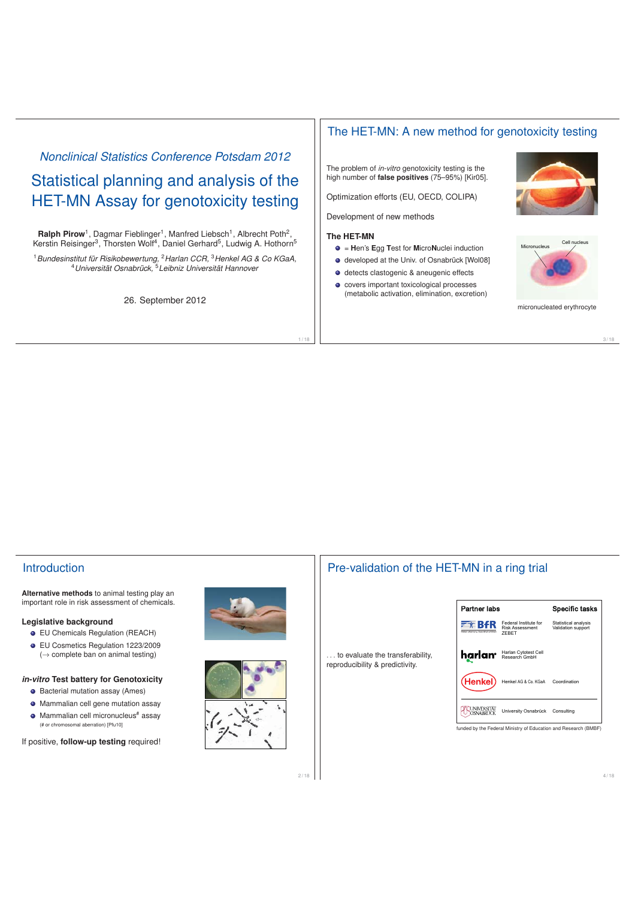*Nonclinical Statistics Conference Potsdam 2012*

# Statistical planning and analysis of the HET-MN Assay for genotoxicity testing

**Ralph Pirow**[1], Dagmar Fieblinger[1], Manfred Liebsch[1], Albrecht Poth[2], Kerstin Reisinger[3], Thorsten Wolf[4], Daniel Gerhard[5], Ludwig A. Hothorn[5]

[1] *Bundesinstitut für Risikobewertung,* [2] *Harlan CCR,* [3] *Henkel AG & Co KGaA,* [4] *Universität Osnabrück,* [5] *Leibniz Universität Hannover*

26. September 2012

## The HET-MN: A new method for genotoxicity testing

The problem of *in-vitro* genotoxicity testing is the high number of **false positives** (75–95%) [Kir05].

Optimization efforts (EU, OECD, COLIPA)

Development of new methods

**The HET-MN**

- = **H**en's **E**gg **T**est for **M**icro**N**uclei induction
- developed at the Univ. of Osnabrück [Wol08]
- detects clastogenic & aneugenic effects
- covers important toxicological processes (metabolic activation, elimination, excretion)

Micronucleus, Cell nucleus

micronucleated erythrocyte

## Introduction

**Alternative methods** to animal testing play an important role in risk assessment of chemicals.

**Legislative background**

- EU Chemicals Regulation (REACH)
- EU Cosmetics Regulation 1223/2009 (→ complete ban on animal testing)

***in-vitro* Test battery for Genotoxicity**

- Bacterial mutation assay (Ames)
- Mammalian cell gene mutation assay
- Mammalian cell micronucleus# assay
  (# or chromosomal aberration) [Pfu10]

If positive, **follow-up testing** required!

## Pre-validation of the HET-MN in a ring trial

. . . to evaluate the transferability, reproducibility & predictivity.

| Partner labs | | Specific tasks |
|---|---|---|
| BfR | Federal Institute for Risk Assessment ZEBET | Statistical analysis Validation support |
| harlan | Harlan Cytotest Cell Research GmbH | |
| Henkel | Henkel AG & Co. KGaA | Coordination |
| Universität Osnabrück | University Osnabrück | Consulting |

funded by the Federal Ministry of Education and Research (BMBF)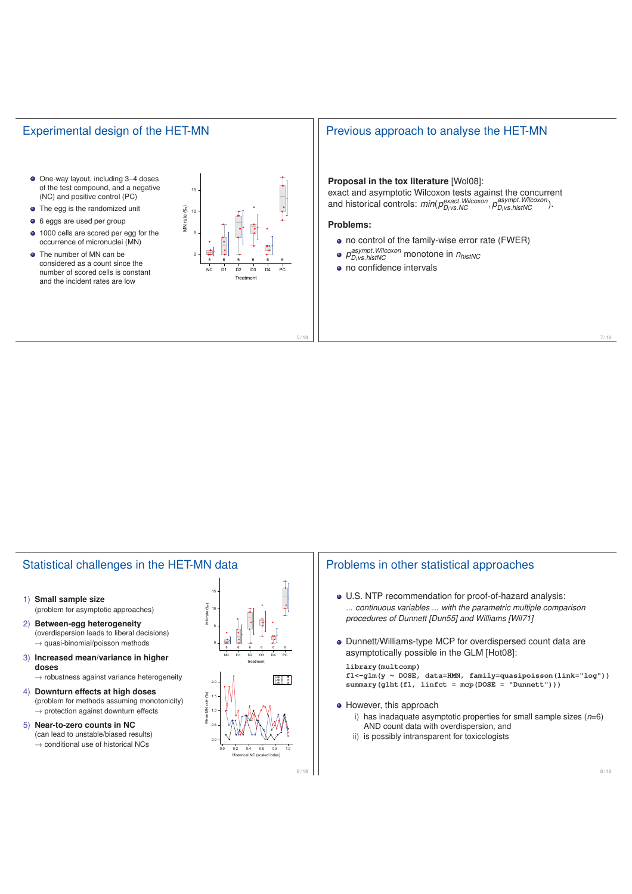## Experimental design of the HET-MN

- One-way layout, including 3–4 doses of the test compound, and a negative (NC) and positive control (PC)
- The egg is the randomized unit
- 6 eggs are used per group
- 1000 cells are scored per egg for the occurrence of micronuclei (MN)
- The number of MN can be considered as a count since the number of scored cells is constant and the incident rates are low

## Previous approach to analyse the HET-MN

**Proposal in the tox literature** [Wol08]:
exact and asymptotic Wilcoxon tests against the concurrent and historical controls: $min(p^{exact.Wilcoxon}_{D_i vs.NC}, p^{asympt.Wilcoxon}_{D_i vs.histNC})$.

**Problems:**

- no control of the family-wise error rate (FWER)
- $p^{asympt.Wilcoxon}_{D_i vs.histNC}$ monotone in $n_{histNC}$
- no confidence intervals

## Statistical challenges in the HET-MN data

1) **Small sample size**
(problem for asymptotic approaches)
2) **Between-egg heterogeneity**
(overdispersion leads to liberal decisions)
→ quasi-binomial/poisson methods
3) **Increased mean/variance in higher doses**
→ robustness against variance heterogeneity
4) **Downturn effects at high doses**
(problem for methods assuming monotonicity)
→ protection against downturn effects
5) **Near-to-zero counts in NC**
(can lead to unstable/biased results)
→ conditional use of historical NCs

## Problems in other statistical approaches

- U.S. NTP recommendation for proof-of-hazard analysis:
*... continuous variables ... with the parametric multiple comparison procedures of Dunnett [Dun55] and Williams [Wil71]*
- Dunnett/Williams-type MCP for overdispersed count data are asymptotically possible in the GLM [Hot08]:

```
library(multcomp)
f1<-glm(y ~ DOSE, data=HMN, family=quasipoisson(link="log"))
summary(glht(f1, linfct = mcp(DOSE = "Dunnett")))
```

- However, this approach
  i) has inadaquate asymptotic properties for small sample sizes ($n$=6) AND count data with overdispersion, and
  ii) is possibly intransparent for toxicologists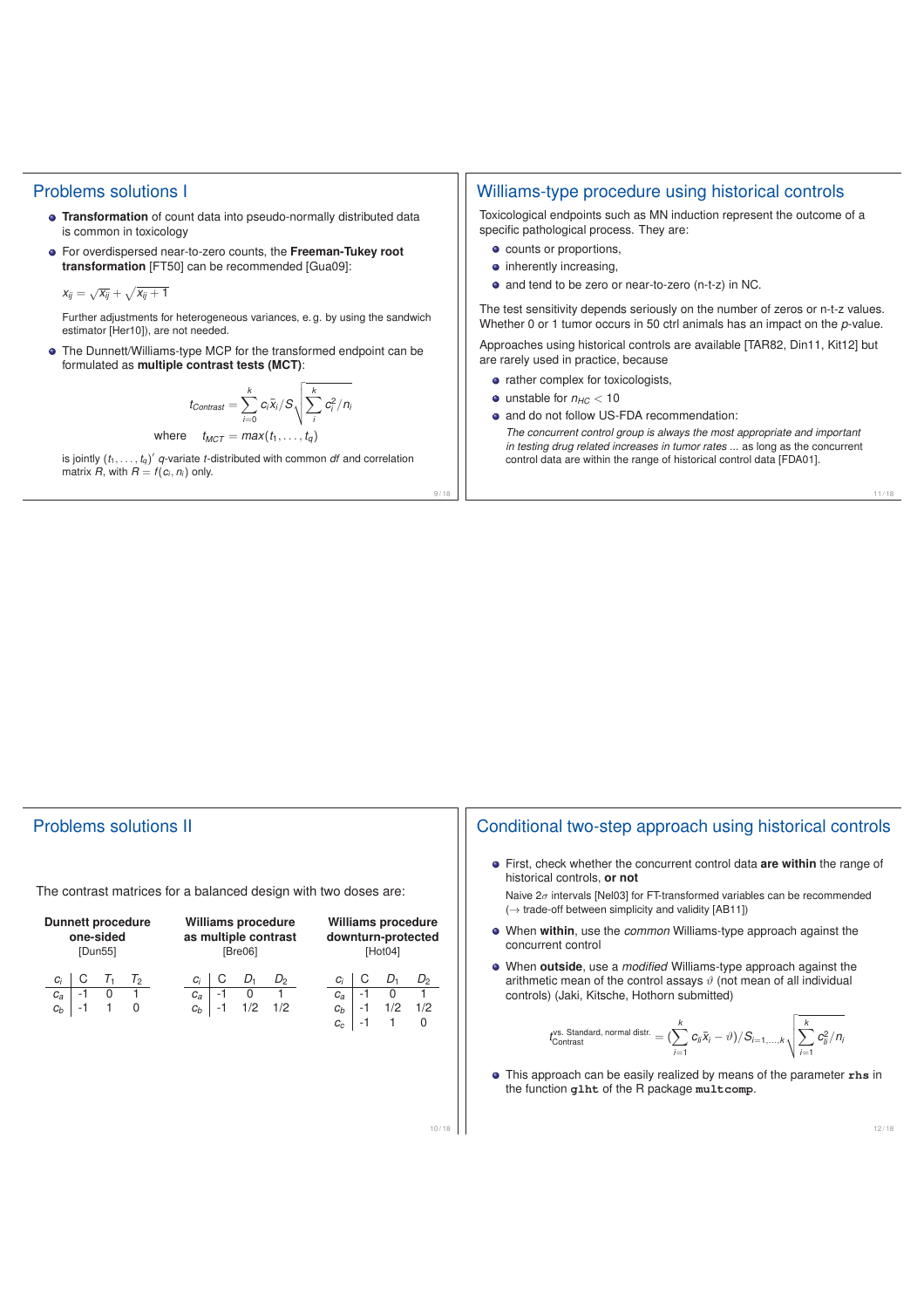## Problems solutions I

- **Transformation** of count data into pseudo-normally distributed data is common in toxicology
- For overdispersed near-to-zero counts, the **Freeman-Tukey root transformation** [FT50] can be recommended [Gua09]:

  $x_{ij} = \sqrt{x_{ij}} + \sqrt{x_{ij} + 1}$

  Further adjustments for heterogeneous variances, e. g. by using the sandwich estimator [Her10]), are not needed.

- The Dunnett/Williams-type MCP for the transformed endpoint can be formulated as **multiple contrast tests (MCT)**:

$$t_{Contrast} = \sum_{i=0}^{k} c_i \bar{x}_i / S \sqrt{\sum_{i}^{k} c_i^2 / n_i}$$

$$\text{where} \quad t_{MCT} = max(t_1, \ldots, t_q)$$

is jointly $(t_1, \ldots, t_q)'$ $q$-variate $t$-distributed with common $df$ and correlation matrix $R$, with $R = f(c_i, n_i)$ only.

## Williams-type procedure using historical controls

Toxicological endpoints such as MN induction represent the outcome of a specific pathological process. They are:

- counts or proportions,
- inherently increasing,
- and tend to be zero or near-to-zero (n-t-z) in NC.

The test sensitivity depends seriously on the number of zeros or n-t-z values. Whether 0 or 1 tumor occurs in 50 ctrl animals has an impact on the $p$-value.

Approaches using historical controls are available [TAR82, Din11, Kit12] but are rarely used in practice, because

- rather complex for toxicologists,
- unstable for $n_{HC} < 10$
- and do not follow US-FDA recommendation:

  *The concurrent control group is always the most appropriate and important in testing drug related increases in tumor rates* ... as long as the concurrent control data are within the range of historical control data [FDA01].

## Problems solutions II

The contrast matrices for a balanced design with two doses are:

**Dunnett procedure one-sided** [Dun55]

| $c_i$ | C | $T_1$ | $T_2$ |
|---|---|---|---|
| $c_a$ | -1 | 0 | 1 |
| $c_b$ | -1 | 1 | 0 |

**Williams procedure as multiple contrast** [Bre06]

| $c_i$ | C | $D_1$ | $D_2$ |
|---|---|---|---|
| $c_a$ | -1 | 0 | 1 |
| $c_b$ | -1 | 1/2 | 1/2 |

**Williams procedure downturn-protected** [Hot04]

| $c_i$ | C | $D_1$ | $D_2$ |
|---|---|---|---|
| $c_a$ | -1 | 0 | 1 |
| $c_b$ | -1 | 1/2 | 1/2 |
| $c_c$ | -1 | 1 | 0 |

## Conditional two-step approach using historical controls

- First, check whether the concurrent control data **are within** the range of historical controls, **or not**

  Naive $2\sigma$ intervals [Nel03] for FT-transformed variables can be recommended ($\rightarrow$ trade-off between simplicity and validity [AB11])

- When **within**, use the *common* Williams-type approach against the concurrent control
- When **outside**, use a *modified* Williams-type approach against the arithmetic mean of the control assays $\vartheta$ (not mean of all individual controls) (Jaki, Kitsche, Hothorn submitted)

$$t_{Contrast}^{\text{vs. Standard, normal distr.}} = (\sum_{i=1}^{k} c_{li} \bar{x}_i - \vartheta) / S_{i=1,\ldots,k} \sqrt{\sum_{i=1}^{k} c_{li}^2 / n_i}$$

- This approach can be easily realized by means of the parameter **`rhs`** in the function **`glht`** of the R package **`multcomp`**.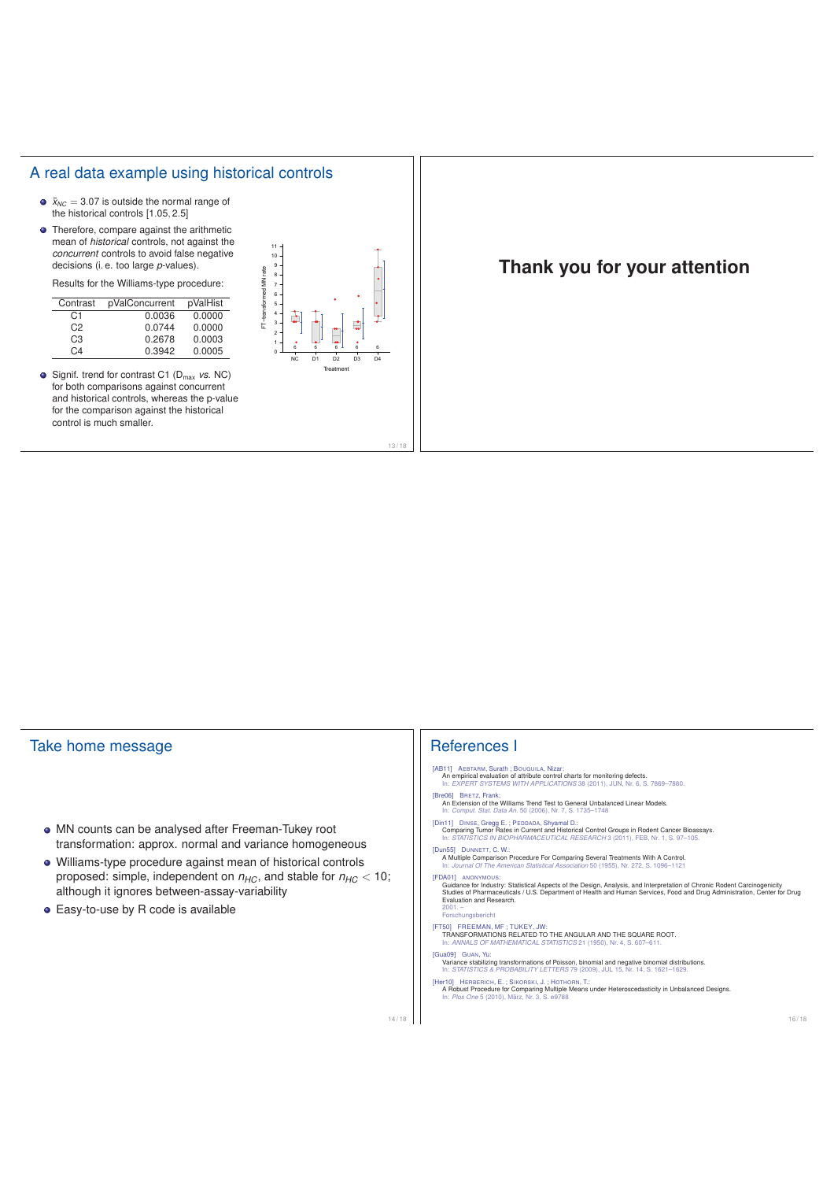## A real data example using historical controls

- $\bar{x}_{NC} = 3.07$ is outside the normal range of the historical controls $[1.05, 2.5]$
- Therefore, compare against the arithmetic mean of *historical* controls, not against the *concurrent* controls to avoid false negative decisions (i. e. too large *p*-values).

  Results for the Williams-type procedure:

| Contrast | pValConcurrent | pValHist |
|---|---|---|
| C1 | 0.0036 | 0.0000 |
| C2 | 0.0744 | 0.0000 |
| C3 | 0.2678 | 0.0003 |
| C4 | 0.3942 | 0.0005 |

- Signif. trend for contrast C1 ($D_{max}$ *vs.* NC) for both comparisons against concurrent and historical controls, whereas the p-value for the comparison against the historical control is much smaller.

## Thank you for your attention

## Take home message

- MN counts can be analysed after Freeman-Tukey root transformation: approx. normal and variance homogeneous
- Williams-type procedure against mean of historical controls proposed: simple, independent on $n_{HC}$, and stable for $n_{HC} < 10$; although it ignores between-assay-variability
- Easy-to-use by R code is available

## References I

[AB11] AEBTARM, Surath ; BOUGUILA, Nizar: An empirical evaluation of attribute control charts for monitoring defects. In: *EXPERT SYSTEMS WITH APPLICATIONS* 38 (2011), JUN, Nr. 6, S. 7869–7880.

[Bre06] BRETZ, Frank: An Extension of the Williams Trend Test to General Unbalanced Linear Models. In: *Comput. Stat. Data An.* 50 (2006), Nr. 7, S. 1735–1748

[Din11] DINSE, Gregg E. ; PEDDADA, Shyamal D.: Comparing Tumor Rates in Current and Historical Control Groups in Rodent Cancer Bioassays. In: *STATISTICS IN BIOPHARMACEUTICAL RESEARCH* 3 (2011), FEB, Nr. 1, S. 97–105.

[Dun55] DUNNETT, C. W.: A Multiple Comparison Procedure For Comparing Several Treatments With A Control. In: *Journal Of The American Statistical Association* 50 (1955), Nr. 272, S. 1096–1121

[FDA01] ANONYMOUS: Guidance for Industry: Statistical Aspects of the Design, Analysis, and Interpretation of Chronic Rodent Carcinogenicity Studies of Pharmaceuticals / U.S. Department of Health and Human Services, Food and Drug Administration, Center for Drug Evaluation and Research. 2001. – Forschungsbericht

[FT50] FREEMAN, MF ; TUKEY, JW: TRANSFORMATIONS RELATED TO THE ANGULAR AND THE SQUARE ROOT. In: *ANNALS OF MATHEMATICAL STATISTICS* 21 (1950), Nr. 4, S. 607–611.

[Gua09] GUAN, Yu: Variance stabilizing transformations of Poisson, binomial and negative binomial distributions. In: *STATISTICS & PROBABILITY LETTERS* 79 (2009), JUL 15, Nr. 14, S. 1621–1629.

[Her10] HERBERICH, E. ; SIKORSKI, J. ; HOTHORN, T.: A Robust Procedure for Comparing Multiple Means under Heteroscedasticity in Unbalanced Designs. In: *Plos One* 5 (2010), März, Nr. 3, S. e9788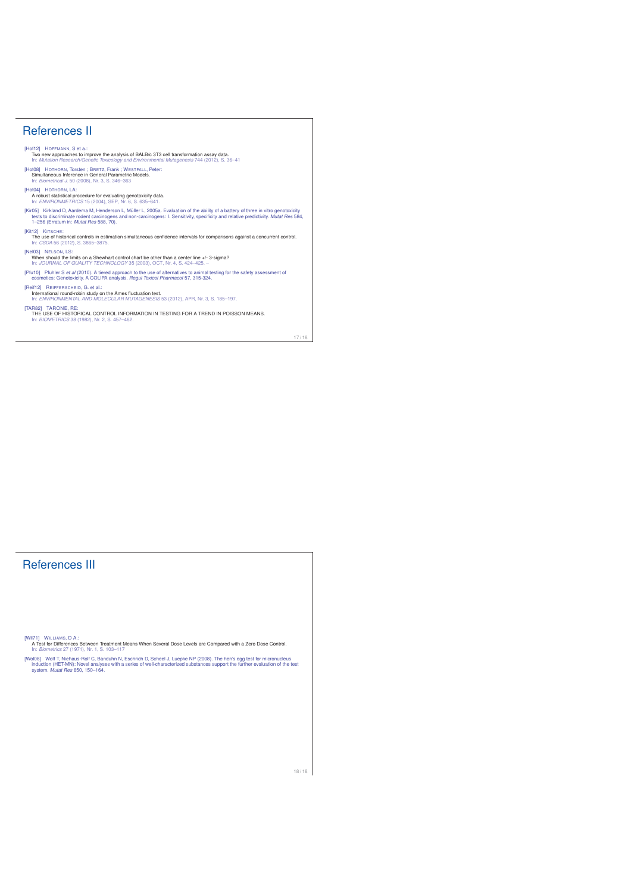# References II

[Hof12] HOFFMANN, S et a.:
Two new approaches to improve the analysis of BALB/c 3T3 cell transformation assay data.
In: *Mutation Research/Genetic Toxicology and Environmental Mutagenesis* 744 (2012), S. 36–41

[Hot08] HOTHORN, Torsten ; BRETZ, Frank ; WESTFALL, Peter:
Simultaneous Inference in General Parametric Models.
In: *Biometrical J.* 50 (2008), Nr. 3, S. 346–363

[Hot04] HOTHORN, LA:
A robust statistical procedure for evaluating genotoxicity data.
In: *ENVIRONMETRICS* 15 (2004), SEP, Nr. 6, S. 635–641.

[Kir05] Kirkland D, Aardema M, Henderson L, Müller L, 2005a. Evaluation of the ability of a battery of three in vitro genotoxicity tests to discriminate rodent carcinogens and non-carcinogens: I. Sensitivity, specificity and relative predictivity. *Mutat Res* 584, 1–256 (Erratum in: *Mutat Res* 588, 70).

[Kit12] KITSCHE:
The use of historical controls in estimation simultaneous confidence intervals for comparisons against a concurrent control.
In: *CSDA* 56 (2012), S. 3865–3875.

[Nel03] NELSON, LS:
When should the limits on a Shewhart control chart be other than a center line +/- 3-sigma?
In: *JOURNAL OF QUALITY TECHNOLOGY* 35 (2003), OCT, Nr. 4, S. 424–425. –

[Pfu10] Pfuhler S *et al* (2010). A tiered approach to the use of alternatives to animal testing for the safety assessment of cosmetics: Genotoxicity. A COLIPA analysis. *Regul Toxicol Pharmacol* 57, 315-324.

[Reif12] REIFFERSCHEID, G. et al.:
International round-robin study on the Ames fluctuation test.
In: *ENVIRONMENTAL AND MOLECULAR MUTAGENESIS* 53 (2012), APR, Nr. 3, S. 185–197.

[TAR82] TARONE, RE:
THE USE OF HISTORICAL CONTROL INFORMATION IN TESTING FOR A TREND IN POISSON MEANS.
In: *BIOMETRICS* 38 (1982), Nr. 2, S. 457–462.

# References III

[Wil71] WILLIAMS, D A.:
A Test for Differences Between Treatment Means When Several Dose Levels are Compared with a Zero Dose Control.
In: *Biometrics* 27 (1971), Nr. 1, S. 103–117

[Wol08] Wolf T, Niehaus-Rolf C, Banduhn N, Eschrich D, Scheel J, Luepke NP (2008). The hen's egg test for micronucleus induction (HET-MN): Novel analyses with a series of well-characterized substances support the further evaluation of the test system. *Mutat Res* 650, 150–164.